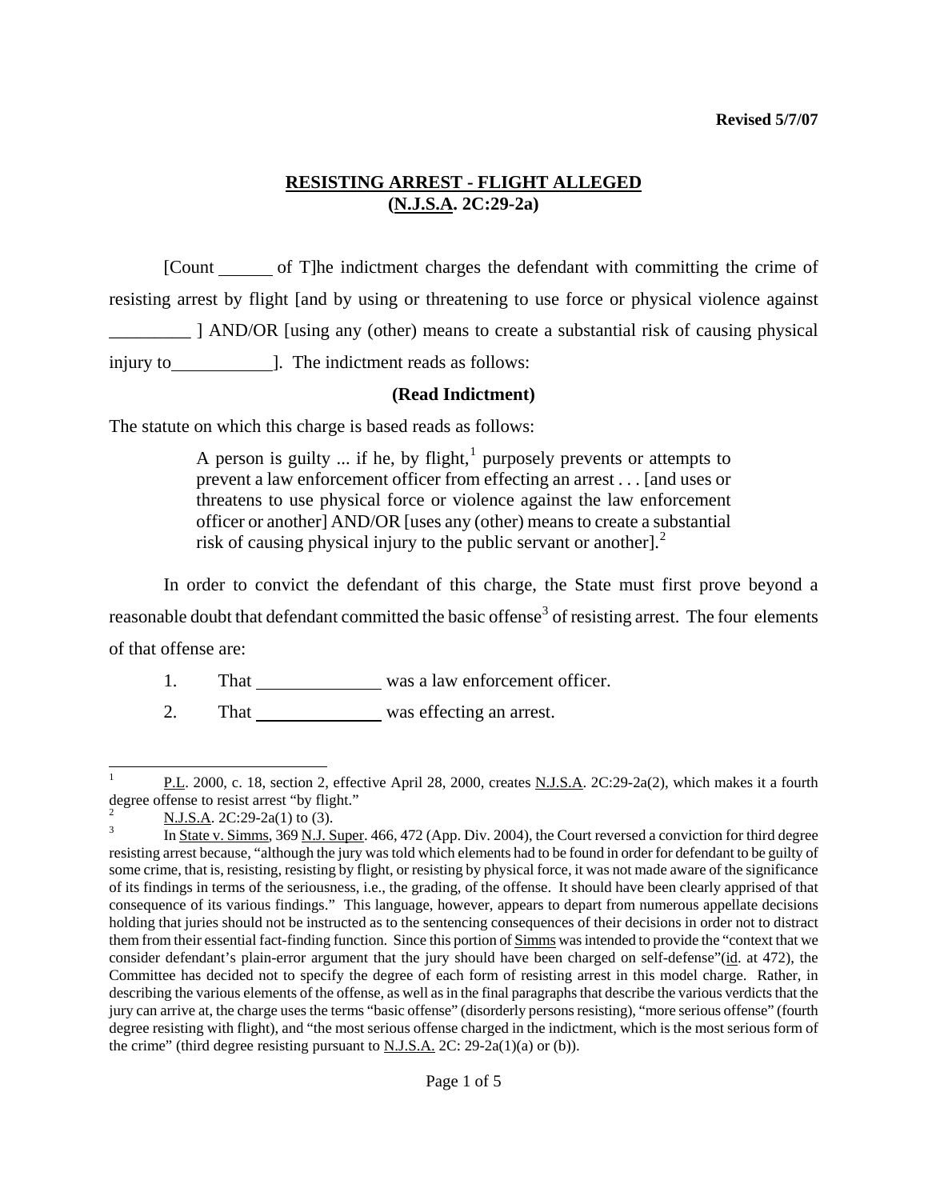**Revised 5/7/07**

## RESISTING ARREST - FLIGHT ALLEGED
## (N.J.S.A. 2C:29-2a)

[Count ______ of T]he indictment charges the defendant with committing the crime of resisting arrest by flight [and by using or threatening to use force or physical violence against _________ ] AND/OR [using any (other) means to create a substantial risk of causing physical injury to___________]. The indictment reads as follows:

**(Read Indictment)**

The statute on which this charge is based reads as follows:

> A person is guilty ... if he, by flight,[1] purposely prevents or attempts to prevent a law enforcement officer from effecting an arrest . . . [and uses or threatens to use physical force or violence against the law enforcement officer or another] AND/OR [uses any (other) means to create a substantial risk of causing physical injury to the public servant or another].[2]

In order to convict the defendant of this charge, the State must first prove beyond a reasonable doubt that defendant committed the basic offense[3] of resisting arrest. The four elements of that offense are:

1. That ______________ was a law enforcement officer.
2. That ______________ was effecting an arrest.

---

[1] P.L. 2000, c. 18, section 2, effective April 28, 2000, creates N.J.S.A. 2C:29-2a(2), which makes it a fourth degree offense to resist arrest "by flight."

[2] N.J.S.A. 2C:29-2a(1) to (3).

[3] In State v. Simms, 369 N.J. Super. 466, 472 (App. Div. 2004), the Court reversed a conviction for third degree resisting arrest because, "although the jury was told which elements had to be found in order for defendant to be guilty of some crime, that is, resisting, resisting by flight, or resisting by physical force, it was not made aware of the significance of its findings in terms of the seriousness, i.e., the grading, of the offense. It should have been clearly apprised of that consequence of its various findings." This language, however, appears to depart from numerous appellate decisions holding that juries should not be instructed as to the sentencing consequences of their decisions in order not to distract them from their essential fact-finding function. Since this portion of Simms was intended to provide the "context that we consider defendant's plain-error argument that the jury should have been charged on self-defense"(id. at 472), the Committee has decided not to specify the degree of each form of resisting arrest in this model charge. Rather, in describing the various elements of the offense, as well as in the final paragraphs that describe the various verdicts that the jury can arrive at, the charge uses the terms "basic offense" (disorderly persons resisting), "more serious offense" (fourth degree resisting with flight), and "the most serious offense charged in the indictment, which is the most serious form of the crime" (third degree resisting pursuant to N.J.S.A. 2C: 29-2a(1)(a) or (b)).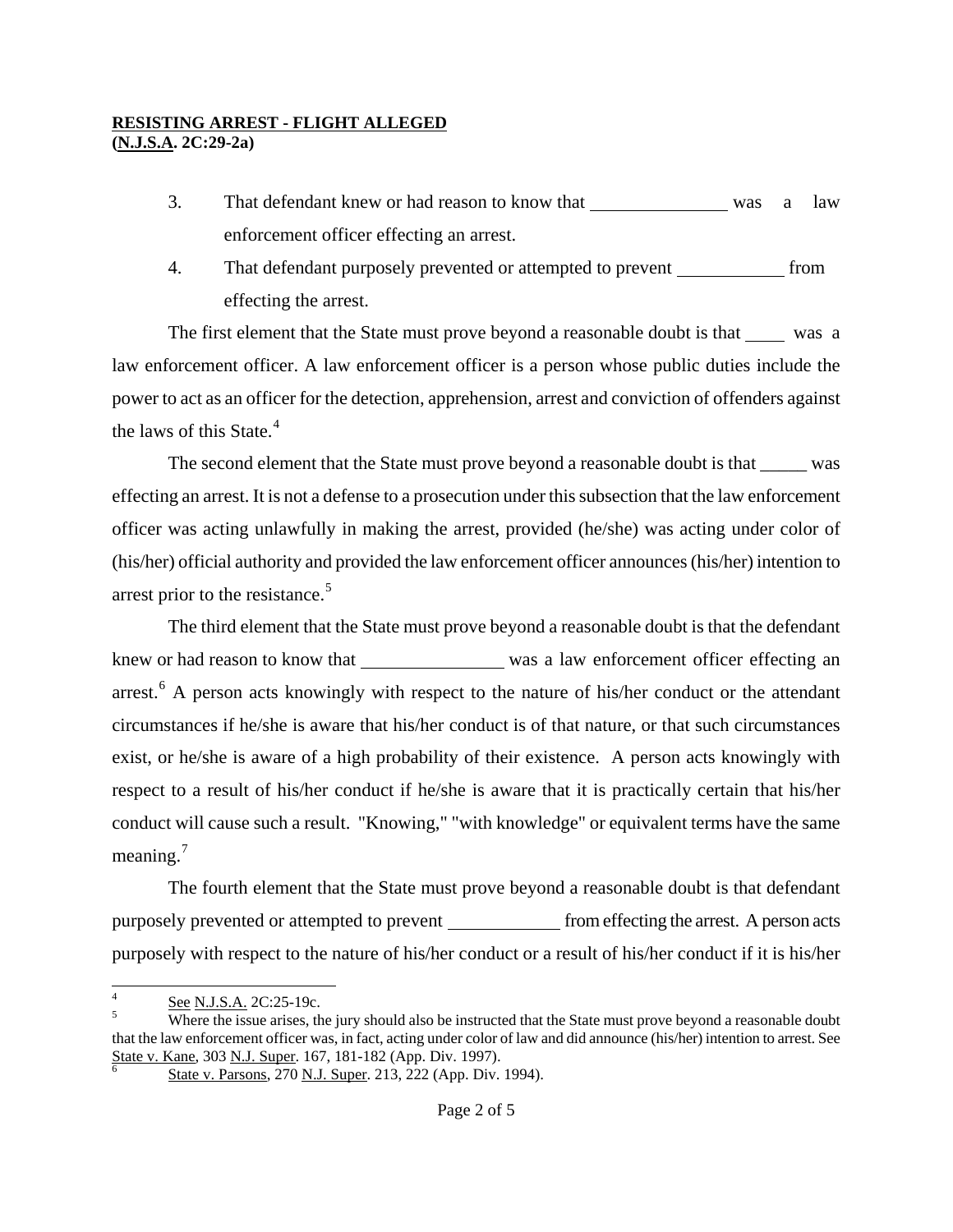**RESISTING ARREST - FLIGHT ALLEGED**
**(N.J.S.A. 2C:29-2a)**

3. That defendant knew or had reason to know that _______________ was a law enforcement officer effecting an arrest.

4. That defendant purposely prevented or attempted to prevent ____________ from effecting the arrest.

The first element that the State must prove beyond a reasonable doubt is that ____ was a law enforcement officer. A law enforcement officer is a person whose public duties include the power to act as an officer for the detection, apprehension, arrest and conviction of offenders against the laws of this State.[4]

The second element that the State must prove beyond a reasonable doubt is that _____ was effecting an arrest. It is not a defense to a prosecution under this subsection that the law enforcement officer was acting unlawfully in making the arrest, provided (he/she) was acting under color of (his/her) official authority and provided the law enforcement officer announces (his/her) intention to arrest prior to the resistance.[5]

The third element that the State must prove beyond a reasonable doubt is that the defendant knew or had reason to know that _______________ was a law enforcement officer effecting an arrest.[6] A person acts knowingly with respect to the nature of his/her conduct or the attendant circumstances if he/she is aware that his/her conduct is of that nature, or that such circumstances exist, or he/she is aware of a high probability of their existence. A person acts knowingly with respect to a result of his/her conduct if he/she is aware that it is practically certain that his/her conduct will cause such a result. "Knowing," "with knowledge" or equivalent terms have the same meaning.[7]

The fourth element that the State must prove beyond a reasonable doubt is that defendant purposely prevented or attempted to prevent ____________ from effecting the arrest. A person acts purposely with respect to the nature of his/her conduct or a result of his/her conduct if it is his/her

---

[4] See N.J.S.A. 2C:25-19c.

[5] Where the issue arises, the jury should also be instructed that the State must prove beyond a reasonable doubt that the law enforcement officer was, in fact, acting under color of law and did announce (his/her) intention to arrest. See State v. Kane, 303 N.J. Super. 167, 181-182 (App. Div. 1997).

[6] State v. Parsons, 270 N.J. Super. 213, 222 (App. Div. 1994).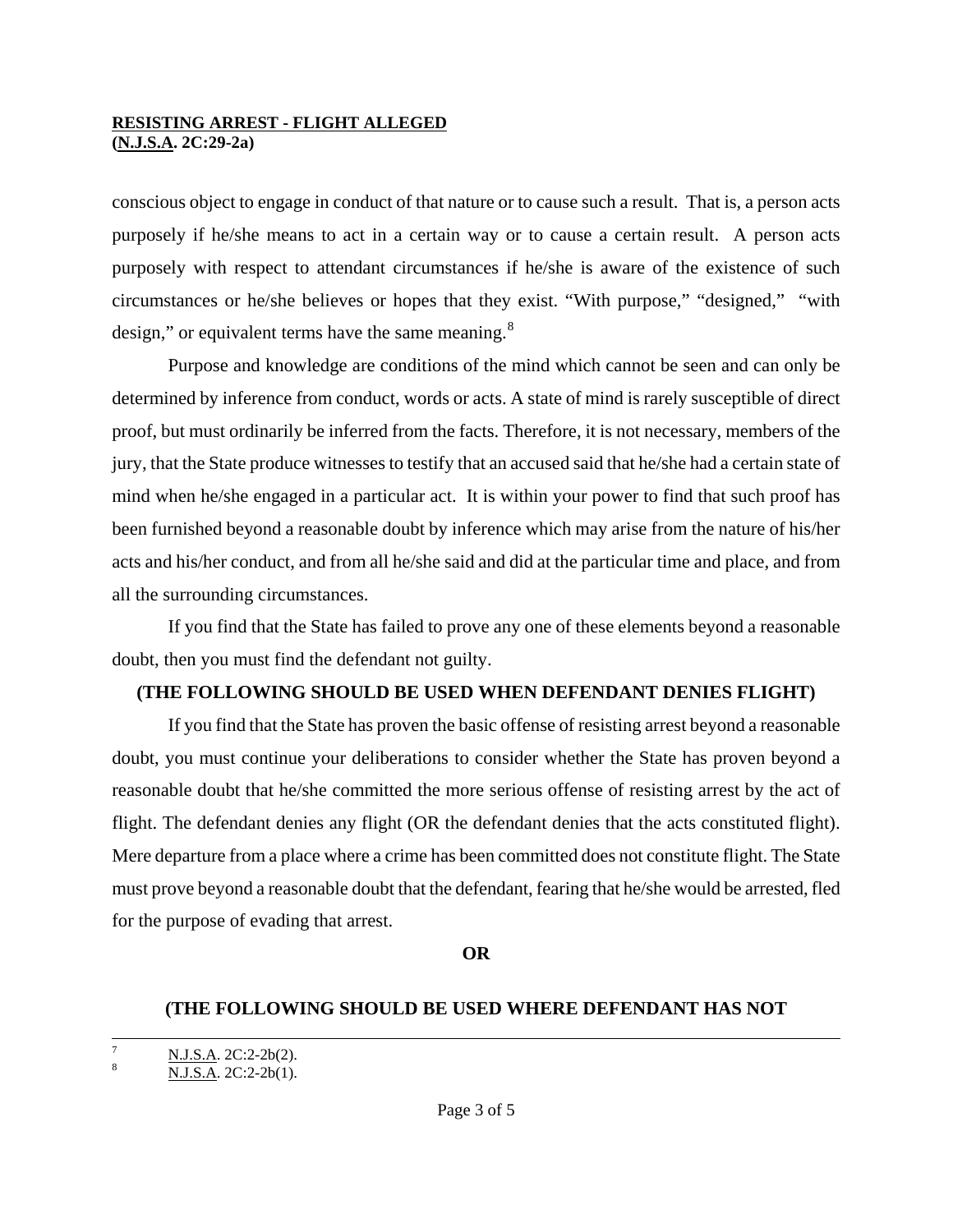conscious object to engage in conduct of that nature or to cause such a result. That is, a person acts purposely if he/she means to act in a certain way or to cause a certain result. A person acts purposely with respect to attendant circumstances if he/she is aware of the existence of such circumstances or he/she believes or hopes that they exist. "With purpose," "designed," "with design," or equivalent terms have the same meaning.[8]

Purpose and knowledge are conditions of the mind which cannot be seen and can only be determined by inference from conduct, words or acts. A state of mind is rarely susceptible of direct proof, but must ordinarily be inferred from the facts. Therefore, it is not necessary, members of the jury, that the State produce witnesses to testify that an accused said that he/she had a certain state of mind when he/she engaged in a particular act. It is within your power to find that such proof has been furnished beyond a reasonable doubt by inference which may arise from the nature of his/her acts and his/her conduct, and from all he/she said and did at the particular time and place, and from all the surrounding circumstances.

If you find that the State has failed to prove any one of these elements beyond a reasonable doubt, then you must find the defendant not guilty.

**(THE FOLLOWING SHOULD BE USED WHEN DEFENDANT DENIES FLIGHT)**

If you find that the State has proven the basic offense of resisting arrest beyond a reasonable doubt, you must continue your deliberations to consider whether the State has proven beyond a reasonable doubt that he/she committed the more serious offense of resisting arrest by the act of flight. The defendant denies any flight (OR the defendant denies that the acts constituted flight). Mere departure from a place where a crime has been committed does not constitute flight. The State must prove beyond a reasonable doubt that the defendant, fearing that he/she would be arrested, fled for the purpose of evading that arrest.

**OR**

**(THE FOLLOWING SHOULD BE USED WHERE DEFENDANT HAS NOT**

---

[7] N.J.S.A. 2C:2-2b(2).

[8] N.J.S.A. 2C:2-2b(1).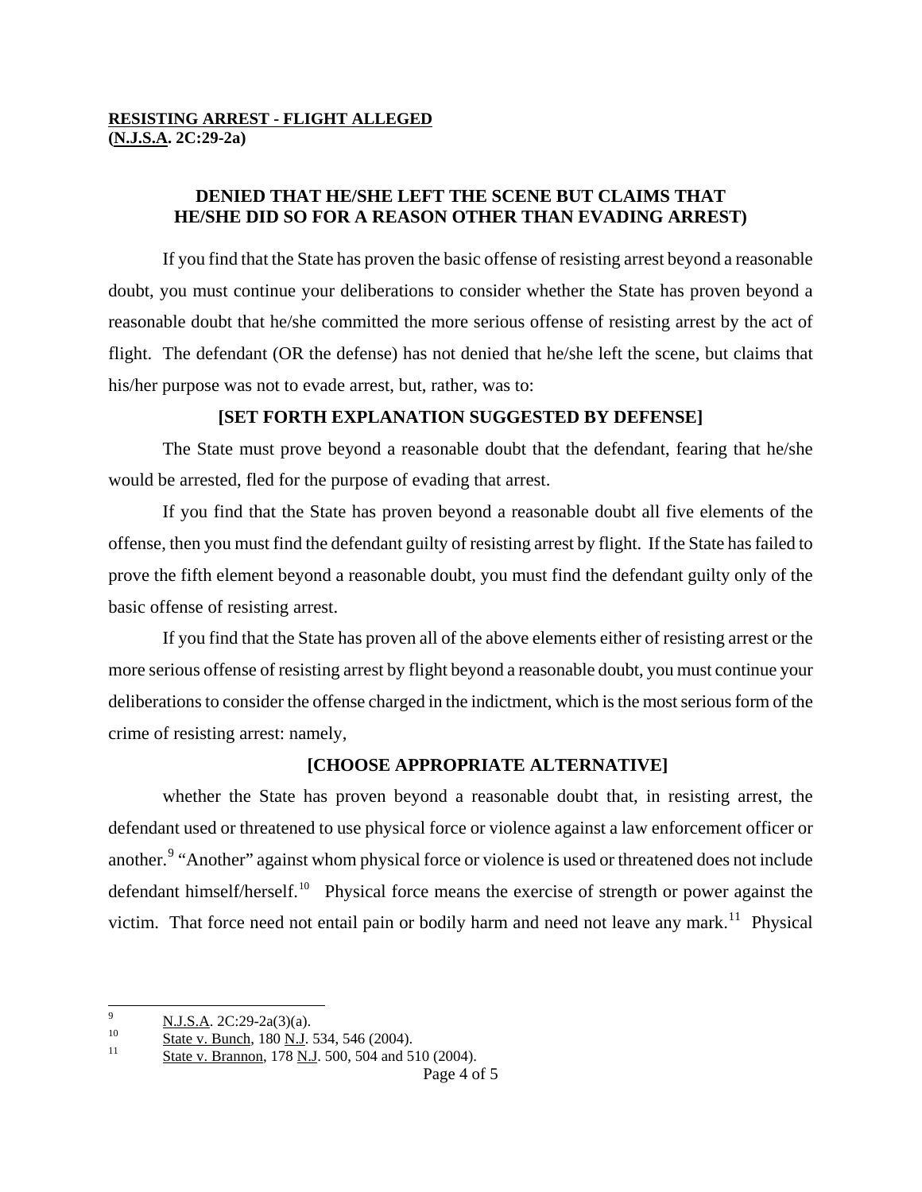**RESISTING ARREST - FLIGHT ALLEGED**
**(N.J.S.A. 2C:29-2a)**

**DENIED THAT HE/SHE LEFT THE SCENE BUT CLAIMS THAT HE/SHE DID SO FOR A REASON OTHER THAN EVADING ARREST)**

If you find that the State has proven the basic offense of resisting arrest beyond a reasonable doubt, you must continue your deliberations to consider whether the State has proven beyond a reasonable doubt that he/she committed the more serious offense of resisting arrest by the act of flight. The defendant (OR the defense) has not denied that he/she left the scene, but claims that his/her purpose was not to evade arrest, but, rather, was to:

**[SET FORTH EXPLANATION SUGGESTED BY DEFENSE]**

The State must prove beyond a reasonable doubt that the defendant, fearing that he/she would be arrested, fled for the purpose of evading that arrest.

If you find that the State has proven beyond a reasonable doubt all five elements of the offense, then you must find the defendant guilty of resisting arrest by flight. If the State has failed to prove the fifth element beyond a reasonable doubt, you must find the defendant guilty only of the basic offense of resisting arrest.

If you find that the State has proven all of the above elements either of resisting arrest or the more serious offense of resisting arrest by flight beyond a reasonable doubt, you must continue your deliberations to consider the offense charged in the indictment, which is the most serious form of the crime of resisting arrest: namely,

**[CHOOSE APPROPRIATE ALTERNATIVE]**

whether the State has proven beyond a reasonable doubt that, in resisting arrest, the defendant used or threatened to use physical force or violence against a law enforcement officer or another.[9] "Another" against whom physical force or violence is used or threatened does not include defendant himself/herself.[10] Physical force means the exercise of strength or power against the victim. That force need not entail pain or bodily harm and need not leave any mark.[11] Physical

---

[9] N.J.S.A. 2C:29-2a(3)(a).

[10] State v. Bunch, 180 N.J. 534, 546 (2004).

[11] State v. Brannon, 178 N.J. 500, 504 and 510 (2004).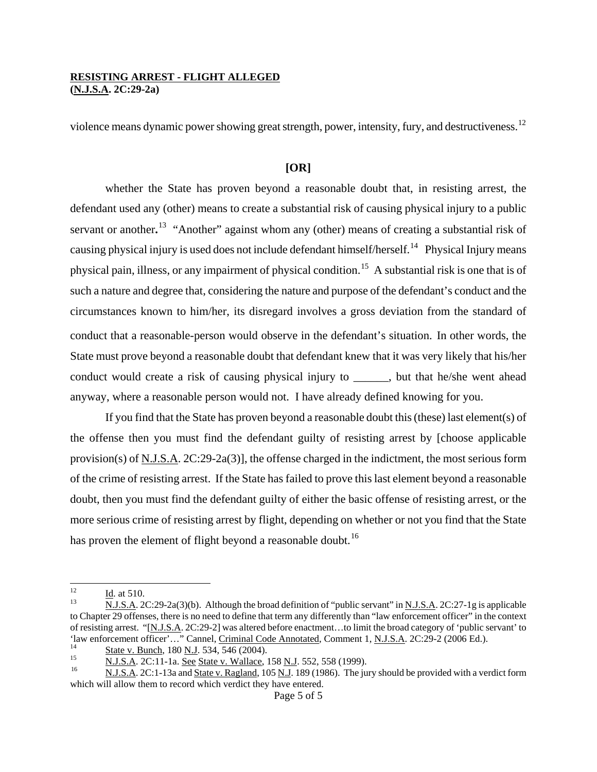violence means dynamic power showing great strength, power, intensity, fury, and destructiveness.[12]

**[OR]**

whether the State has proven beyond a reasonable doubt that, in resisting arrest, the defendant used any (other) means to create a substantial risk of causing physical injury to a public servant or another**.**[13] "Another" against whom any (other) means of creating a substantial risk of causing physical injury is used does not include defendant himself/herself.[14] Physical Injury means physical pain, illness, or any impairment of physical condition.[15] A substantial risk is one that is of such a nature and degree that, considering the nature and purpose of the defendant's conduct and the circumstances known to him/her, its disregard involves a gross deviation from the standard of conduct that a reasonable-person would observe in the defendant's situation. In other words, the State must prove beyond a reasonable doubt that defendant knew that it was very likely that his/her conduct would create a risk of causing physical injury to ______, but that he/she went ahead anyway, where a reasonable person would not. I have already defined knowing for you.

If you find that the State has proven beyond a reasonable doubt this (these) last element(s) of the offense then you must find the defendant guilty of resisting arrest by [choose applicable provision(s) of N.J.S.A. 2C:29-2a(3)], the offense charged in the indictment, the most serious form of the crime of resisting arrest. If the State has failed to prove this last element beyond a reasonable doubt, then you must find the defendant guilty of either the basic offense of resisting arrest, or the more serious crime of resisting arrest by flight, depending on whether or not you find that the State has proven the element of flight beyond a reasonable doubt.[16]

---

[12] Id. at 510.

[13] N.J.S.A. 2C:29-2a(3)(b). Although the broad definition of "public servant" in N.J.S.A. 2C:27-1g is applicable to Chapter 29 offenses, there is no need to define that term any differently than "law enforcement officer" in the context of resisting arrest. "[N.J.S.A. 2C:29-2] was altered before enactment…to limit the broad category of 'public servant' to 'law enforcement officer'…" Cannel, Criminal Code Annotated, Comment 1, N.J.S.A. 2C:29-2 (2006 Ed.).

[14] State v. Bunch, 180 N.J. 534, 546 (2004).

[15] N.J.S.A. 2C:11-1a. See State v. Wallace, 158 N.J. 552, 558 (1999).

[16] N.J.S.A. 2C:1-13a and State v. Ragland, 105 N.J. 189 (1986). The jury should be provided with a verdict form which will allow them to record which verdict they have entered.